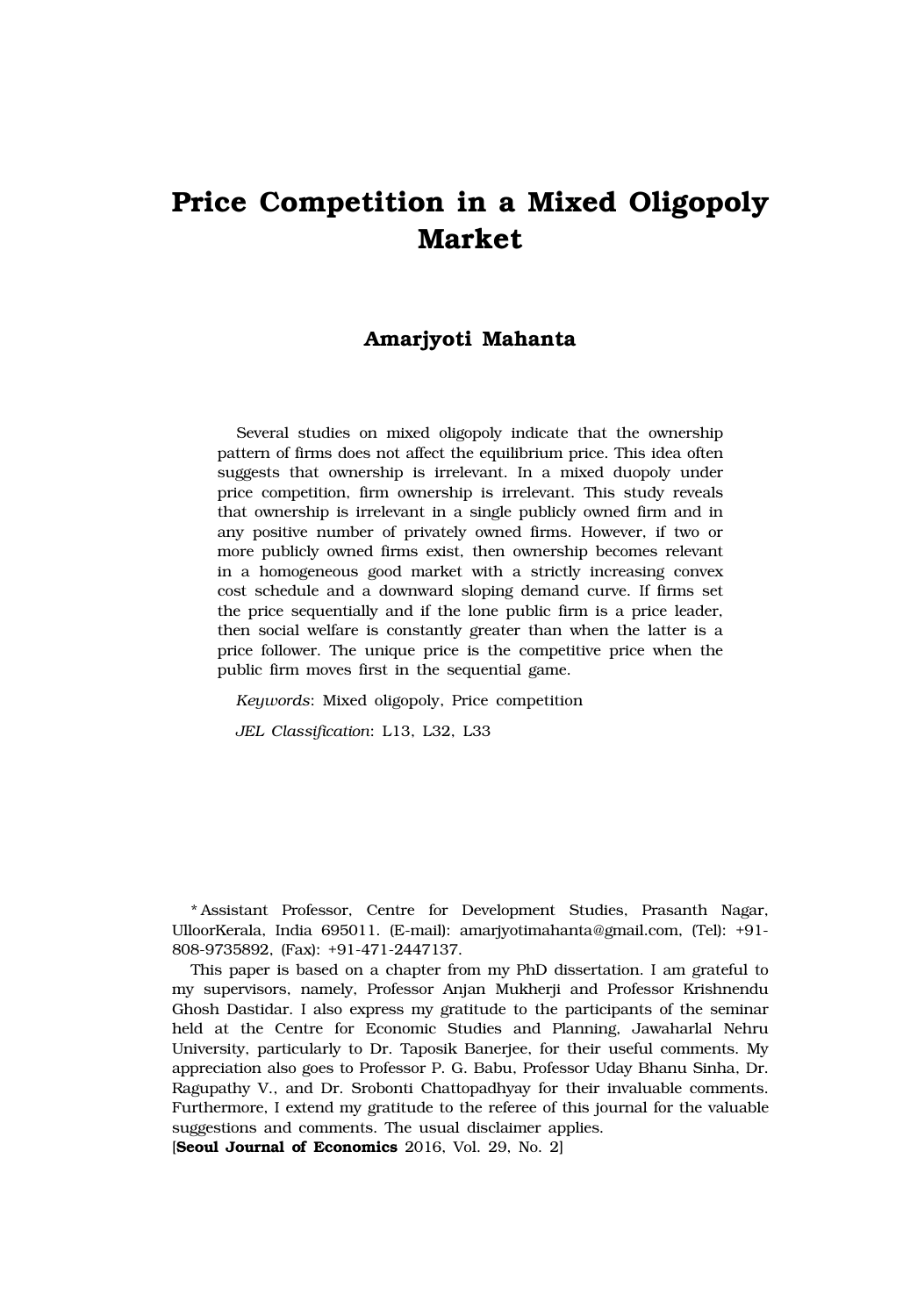# Price Competition in a Mixed Oligopoly Market

**Amarjyoti Mahanta**

Several studies on mixed oligopoly indicate that the ownership pattern of firms does not affect the equilibrium price. This idea often suggests that ownership is irrelevant. In a mixed duopoly under price competition, firm ownership is irrelevant. This study reveals that ownership is irrelevant in a single publicly owned firm and in any positive number of privately owned firms. However, if two or more publicly owned firms exist, then ownership becomes relevant in a homogeneous good market with a strictly increasing convex cost schedule and a downward sloping demand curve. If firms set the price sequentially and if the lone public firm is a price leader, then social welfare is constantly greater than when the latter is a price follower. The unique price is the competitive price when the public firm moves first in the sequential game.

*Keywords*: Mixed oligopoly, Price competition

*JEL Classification*: L13, L32, L33

\* Assistant Professor, Centre for Development Studies, Prasanth Nagar, UlloorKerala, India 695011. (E-mail): amarjyotimahanta@gmail.com, (Tel): +91-808-9735892, (Fax): +91-471-2447137.

This paper is based on a chapter from my PhD dissertation. I am grateful to my supervisors, namely, Professor Anjan Mukherji and Professor Krishnendu Ghosh Dastidar. I also express my gratitude to the participants of the seminar held at the Centre for Economic Studies and Planning, Jawaharlal Nehru University, particularly to Dr. Taposik Banerjee, for their useful comments. My appreciation also goes to Professor P. G. Babu, Professor Uday Bhanu Sinha, Dr. Ragupathy V., and Dr. Srobonti Chattopadhyay for their invaluable comments. Furthermore, I extend my gratitude to the referee of this journal for the valuable suggestions and comments. The usual disclaimer applies.

[**Seoul Journal of Economics** 2016, Vol. 29, No. 2]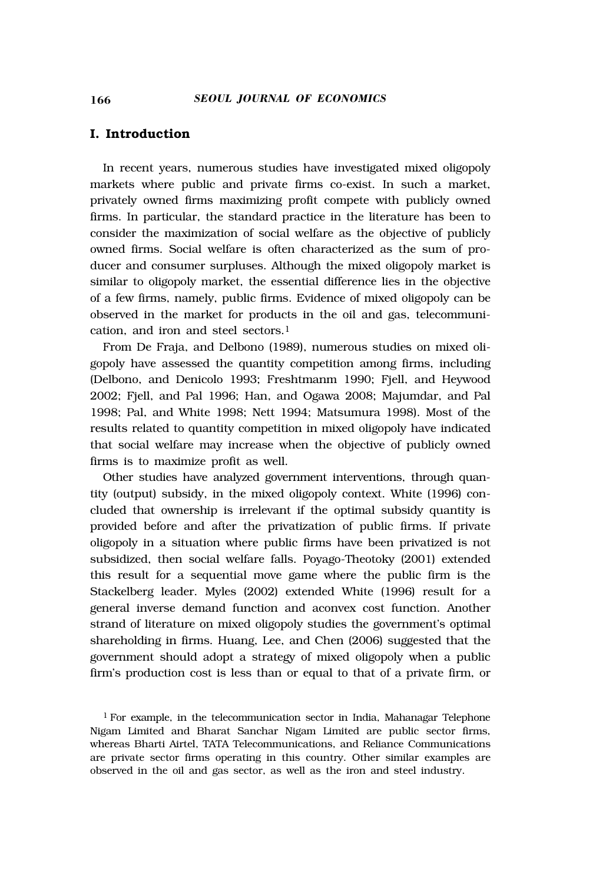## I. Introduction

In recent years, numerous studies have investigated mixed oligopoly markets where public and private firms co-exist. In such a market, privately owned firms maximizing profit compete with publicly owned firms. In particular, the standard practice in the literature has been to consider the maximization of social welfare as the objective of publicly owned firms. Social welfare is often characterized as the sum of producer and consumer surpluses. Although the mixed oligopoly market is similar to oligopoly market, the essential difference lies in the objective of a few firms, namely, public firms. Evidence of mixed oligopoly can be observed in the market for products in the oil and gas, telecommunication, and iron and steel sectors.[1]

From De Fraja, and Delbono (1989), numerous studies on mixed oligopoly have assessed the quantity competition among firms, including (Delbono, and Denicolo 1993; Freshtmanm 1990; Fjell, and Heywood 2002; Fjell, and Pal 1996; Han, and Ogawa 2008; Majumdar, and Pal 1998; Pal, and White 1998; Nett 1994; Matsumura 1998). Most of the results related to quantity competition in mixed oligopoly have indicated that social welfare may increase when the objective of publicly owned firms is to maximize profit as well.

Other studies have analyzed government interventions, through quantity (output) subsidy, in the mixed oligopoly context. White (1996) concluded that ownership is irrelevant if the optimal subsidy quantity is provided before and after the privatization of public firms. If private oligopoly in a situation where public firms have been privatized is not subsidized, then social welfare falls. Poyago-Theotoky (2001) extended this result for a sequential move game where the public firm is the Stackelberg leader. Myles (2002) extended White (1996) result for a general inverse demand function and aconvex cost function. Another strand of literature on mixed oligopoly studies the government's optimal shareholding in firms. Huang, Lee, and Chen (2006) suggested that the government should adopt a strategy of mixed oligopoly when a public firm's production cost is less than or equal to that of a private firm, or

[1] For example, in the telecommunication sector in India, Mahanagar Telephone Nigam Limited and Bharat Sanchar Nigam Limited are public sector firms, whereas Bharti Airtel, TATA Telecommunications, and Reliance Communications are private sector firms operating in this country. Other similar examples are observed in the oil and gas sector, as well as the iron and steel industry.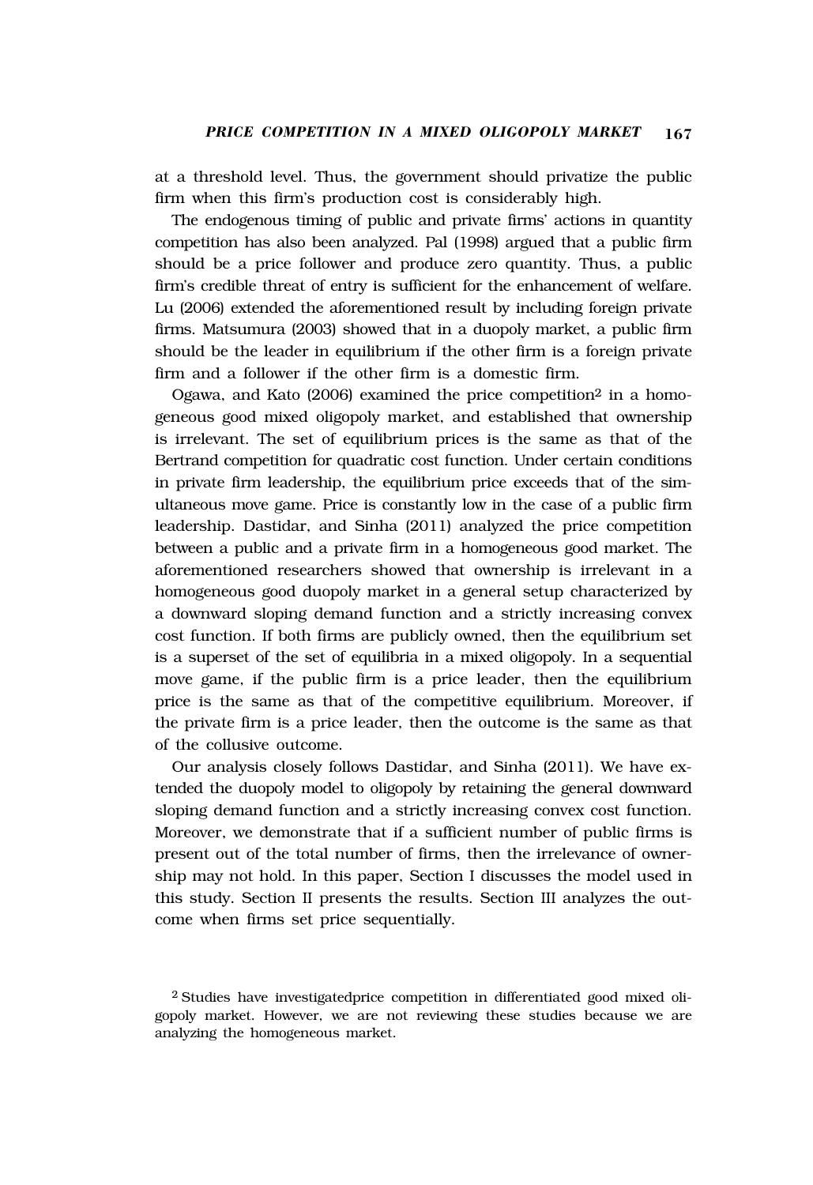at a threshold level. Thus, the government should privatize the public firm when this firm's production cost is considerably high.

The endogenous timing of public and private firms' actions in quantity competition has also been analyzed. Pal (1998) argued that a public firm should be a price follower and produce zero quantity. Thus, a public firm's credible threat of entry is sufficient for the enhancement of welfare. Lu (2006) extended the aforementioned result by including foreign private firms. Matsumura (2003) showed that in a duopoly market, a public firm should be the leader in equilibrium if the other firm is a foreign private firm and a follower if the other firm is a domestic firm.

Ogawa, and Kato (2006) examined the price competition[2] in a homogeneous good mixed oligopoly market, and established that ownership is irrelevant. The set of equilibrium prices is the same as that of the Bertrand competition for quadratic cost function. Under certain conditions in private firm leadership, the equilibrium price exceeds that of the simultaneous move game. Price is constantly low in the case of a public firm leadership. Dastidar, and Sinha (2011) analyzed the price competition between a public and a private firm in a homogeneous good market. The aforementioned researchers showed that ownership is irrelevant in a homogeneous good duopoly market in a general setup characterized by a downward sloping demand function and a strictly increasing convex cost function. If both firms are publicly owned, then the equilibrium set is a superset of the set of equilibria in a mixed oligopoly. In a sequential move game, if the public firm is a price leader, then the equilibrium price is the same as that of the competitive equilibrium. Moreover, if the private firm is a price leader, then the outcome is the same as that of the collusive outcome.

Our analysis closely follows Dastidar, and Sinha (2011). We have extended the duopoly model to oligopoly by retaining the general downward sloping demand function and a strictly increasing convex cost function. Moreover, we demonstrate that if a sufficient number of public firms is present out of the total number of firms, then the irrelevance of ownership may not hold. In this paper, Section I discusses the model used in this study. Section II presents the results. Section III analyzes the outcome when firms set price sequentially.

[2] Studies have investigatedprice competition in differentiated good mixed oligopoly market. However, we are not reviewing these studies because we are analyzing the homogeneous market.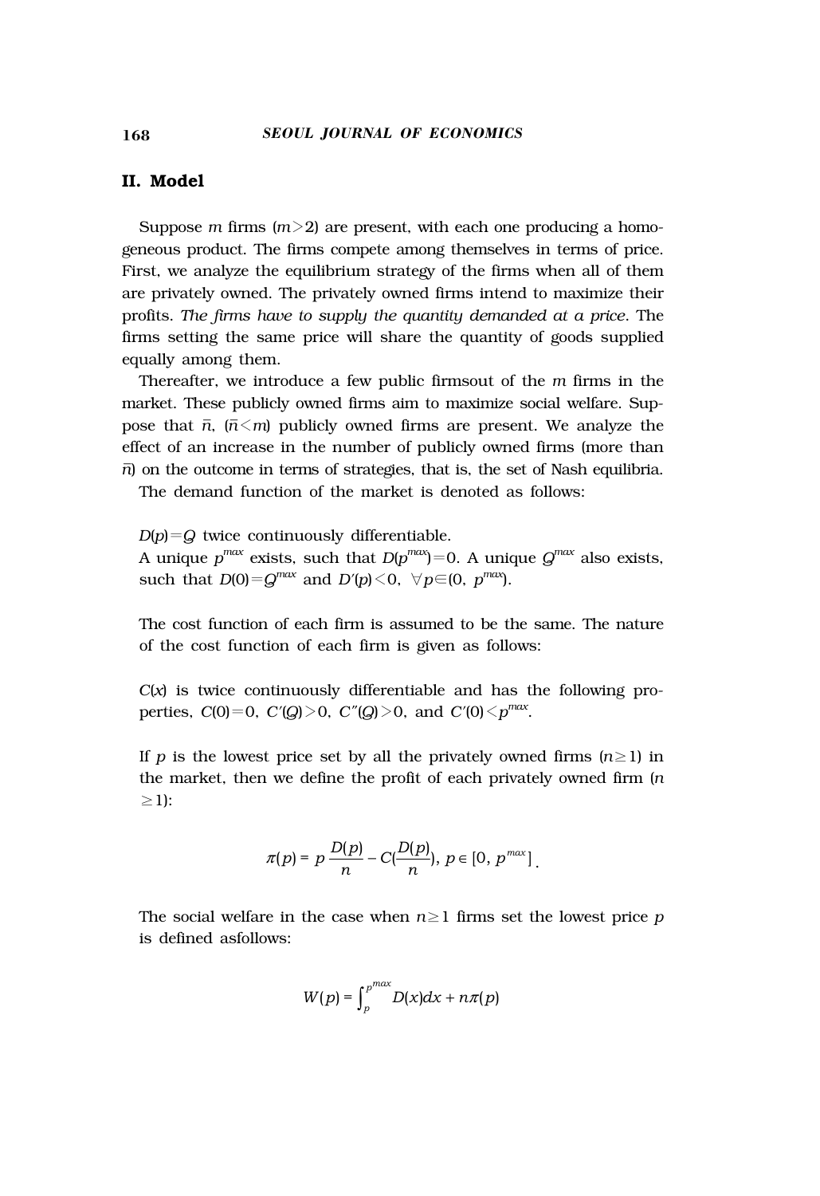## II. Model

Suppose $m$ firms ($m>2$) are present, with each one producing a homogeneous product. The firms compete among themselves in terms of price. First, we analyze the equilibrium strategy of the firms when all of them are privately owned. The privately owned firms intend to maximize their profits. *The firms have to supply the quantity demanded at a price*. The firms setting the same price will share the quantity of goods supplied equally among them.

Thereafter, we introduce a few public firmsout of the $m$ firms in the market. These publicly owned firms aim to maximize social welfare. Suppose that $\bar{n}$, ($\bar{n}<m$) publicly owned firms are present. We analyze the effect of an increase in the number of publicly owned firms (more than $\bar{n}$) on the outcome in terms of strategies, that is, the set of Nash equilibria.

The demand function of the market is denoted as follows:

> $D(p)=Q$ twice continuously differentiable.
> A unique $p^{max}$ exists, such that $D(p^{max})=0$. A unique $Q^{max}$ also exists, such that $D(0)=Q^{max}$ and $D'(p)<0$, $\forall p \in (0, p^{max})$.

The cost function of each firm is assumed to be the same. The nature of the cost function of each firm is given as follows:

> $C(x)$ is twice continuously differentiable and has the following properties, $C(0)=0$, $C'(Q)>0$, $C''(Q)>0$, and $C'(0)<p^{max}$.

If $p$ is the lowest price set by all the privately owned firms ($n \geq 1$) in the market, then we define the profit of each privately owned firm ($n \geq 1$):

$$\pi(p) = p\frac{D(p)}{n} - C(\frac{D(p)}{n}),\ p \in [0,\ p^{max}].$$

The social welfare in the case when $n \geq 1$ firms set the lowest price $p$ is defined asfollows:

$$W(p) = \int_{p}^{p^{max}} D(x)dx + n\pi(p)$$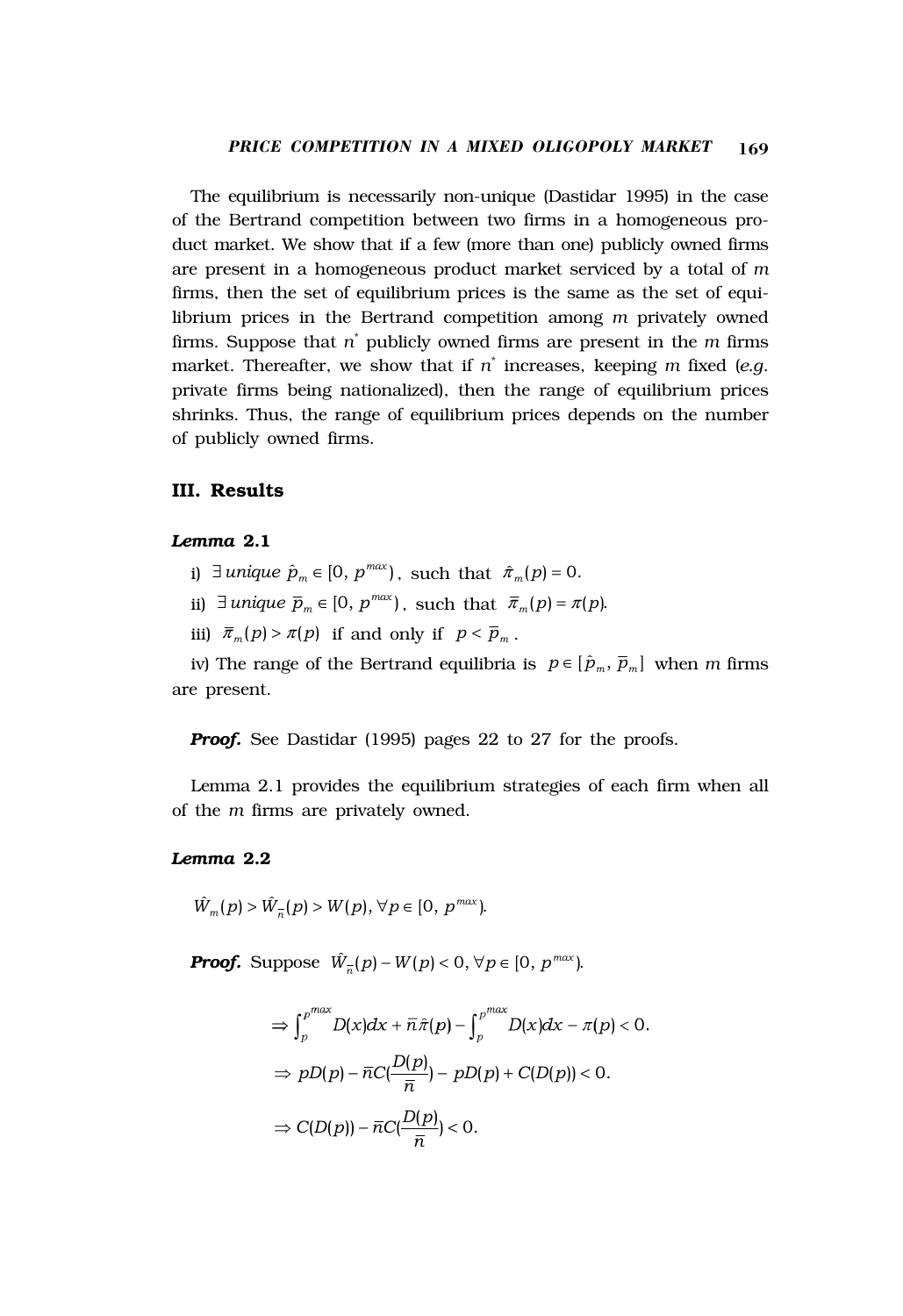The equilibrium is necessarily non-unique (Dastidar 1995) in the case of the Bertrand competition between two firms in a homogeneous product market. We show that if a few (more than one) publicly owned firms are present in a homogeneous product market serviced by a total of $m$ firms, then the set of equilibrium prices is the same as the set of equilibrium prices in the Bertrand competition among $m$ privately owned firms. Suppose that $n^*$ publicly owned firms are present in the $m$ firms market. Thereafter, we show that if $n^*$ increases, keeping $m$ fixed (*e.g.* private firms being nationalized), then the range of equilibrium prices shrinks. Thus, the range of equilibrium prices depends on the number of publicly owned firms.

## III. Results

***Lemma* 2.1**

i) $\exists$ *unique* $\hat{p}_m \in [0, p^{max})$, such that $\hat{\pi}_m(p) = 0$.

ii) $\exists$ *unique* $\overline{p}_m \in [0, p^{max})$, such that $\overline{\pi}_m(p) = \pi(p)$.

iii) $\overline{\pi}_m(p) > \pi(p)$ if and only if $p < \overline{p}_m$.

iv) The range of the Bertrand equilibria is $p \in [\hat{p}_m, \overline{p}_m]$ when $m$ firms are present.

***Proof.*** See Dastidar (1995) pages 22 to 27 for the proofs.

Lemma 2.1 provides the equilibrium strategies of each firm when all of the $m$ firms are privately owned.

***Lemma* 2.2**

$$\hat{W}_m(p) > \hat{W}_{\overline{n}}(p) > W(p), \forall p \in [0, p^{max}).$$

***Proof.*** Suppose $\hat{W}_{\overline{n}}(p) - W(p) < 0, \forall p \in [0, p^{max})$.

$$\Rightarrow \int_p^{p^{max}} D(x)dx + \overline{n}\hat{\pi}(p) - \int_p^{p^{max}} D(x)dx - \pi(p) < 0.$$

$$\Rightarrow pD(p) - \overline{n}C(\frac{D(p)}{\overline{n}}) - pD(p) + C(D(p)) < 0.$$

$$\Rightarrow C(D(p)) - \overline{n}C(\frac{D(p)}{\overline{n}}) < 0.$$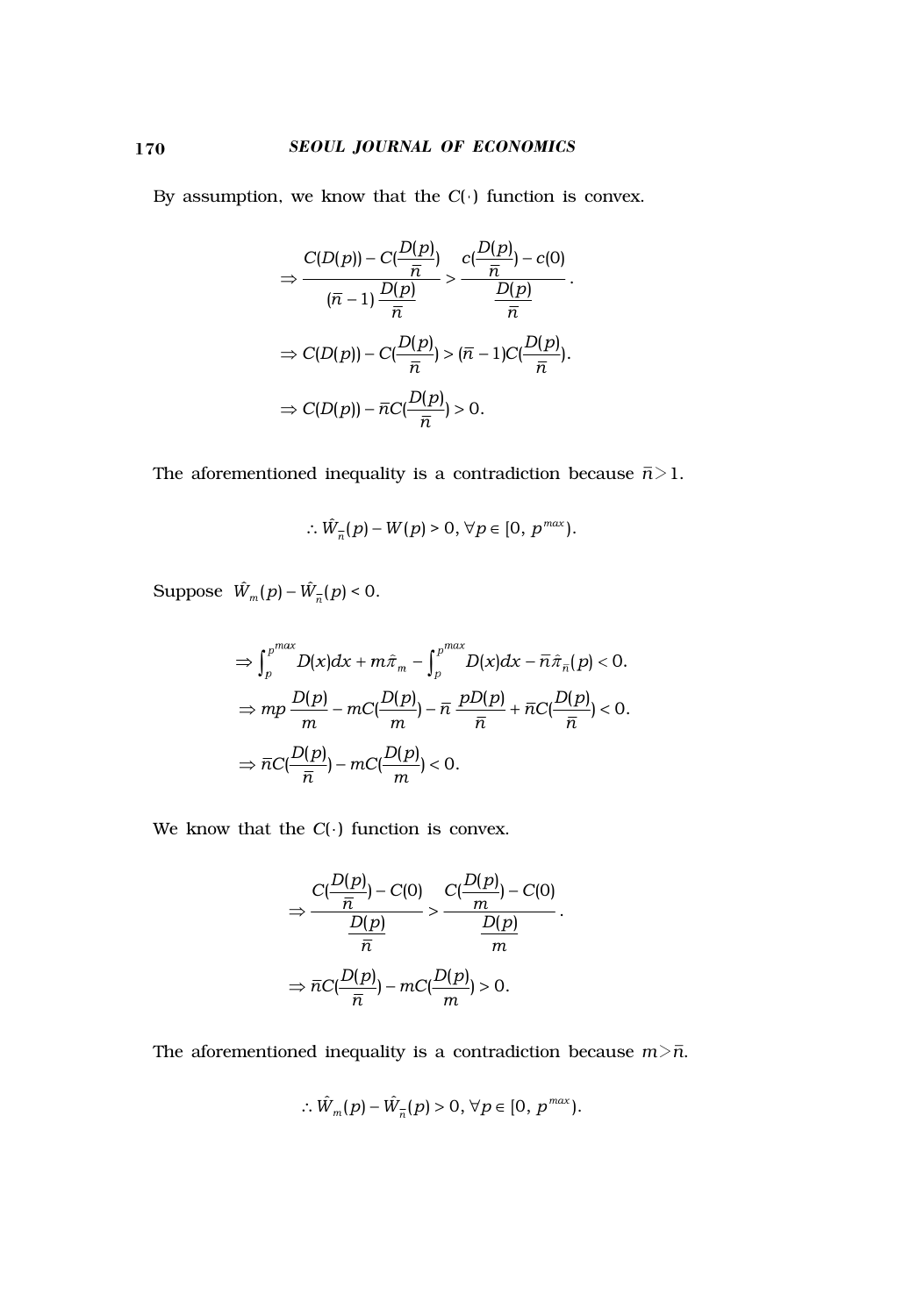By assumption, we know that the $C(\cdot)$ function is convex.

$$\Rightarrow \frac{C(D(p)) - C(\frac{D(p)}{\bar{n}})}{(\bar{n}-1)\frac{D(p)}{\bar{n}}} > \frac{c(\frac{D(p)}{\bar{n}}) - c(0)}{\frac{D(p)}{\bar{n}}}.$$

$$\Rightarrow C(D(p)) - C(\frac{D(p)}{\bar{n}}) > (\bar{n}-1)C(\frac{D(p)}{\bar{n}}).$$

$$\Rightarrow C(D(p)) - \bar{n}C(\frac{D(p)}{\bar{n}}) > 0.$$

The aforementioned inequality is a contradiction because $\bar{n} > 1$.

$$\therefore \hat{W}_{\bar{n}}(p) - W(p) > 0, \forall p \in [0, p^{max}).$$

Suppose $\hat{W}_m(p) - \hat{W}_{\bar{n}}(p) < 0$.

$$\Rightarrow \int_p^{p^{max}} D(x)dx + m\hat{\pi}_m - \int_p^{p^{max}} D(x)dx - \bar{n}\hat{\pi}_{\bar{n}}(p) < 0.$$

$$\Rightarrow mp\frac{D(p)}{m} - mC(\frac{D(p)}{m}) - \bar{n}\frac{pD(p)}{\bar{n}} + \bar{n}C(\frac{D(p)}{\bar{n}}) < 0.$$

$$\Rightarrow \bar{n}C(\frac{D(p)}{\bar{n}}) - mC(\frac{D(p)}{m}) < 0.$$

We know that the $C(\cdot)$ function is convex.

$$\Rightarrow \frac{C(\frac{D(p)}{\bar{n}}) - C(0)}{\frac{D(p)}{\bar{n}}} > \frac{C(\frac{D(p)}{m}) - C(0)}{\frac{D(p)}{m}}.$$

$$\Rightarrow \bar{n}C(\frac{D(p)}{\bar{n}}) - mC(\frac{D(p)}{m}) > 0.$$

The aforementioned inequality is a contradiction because $m > \bar{n}$.

$$\therefore \hat{W}_m(p) - \hat{W}_{\bar{n}}(p) > 0, \forall p \in [0, p^{max}).$$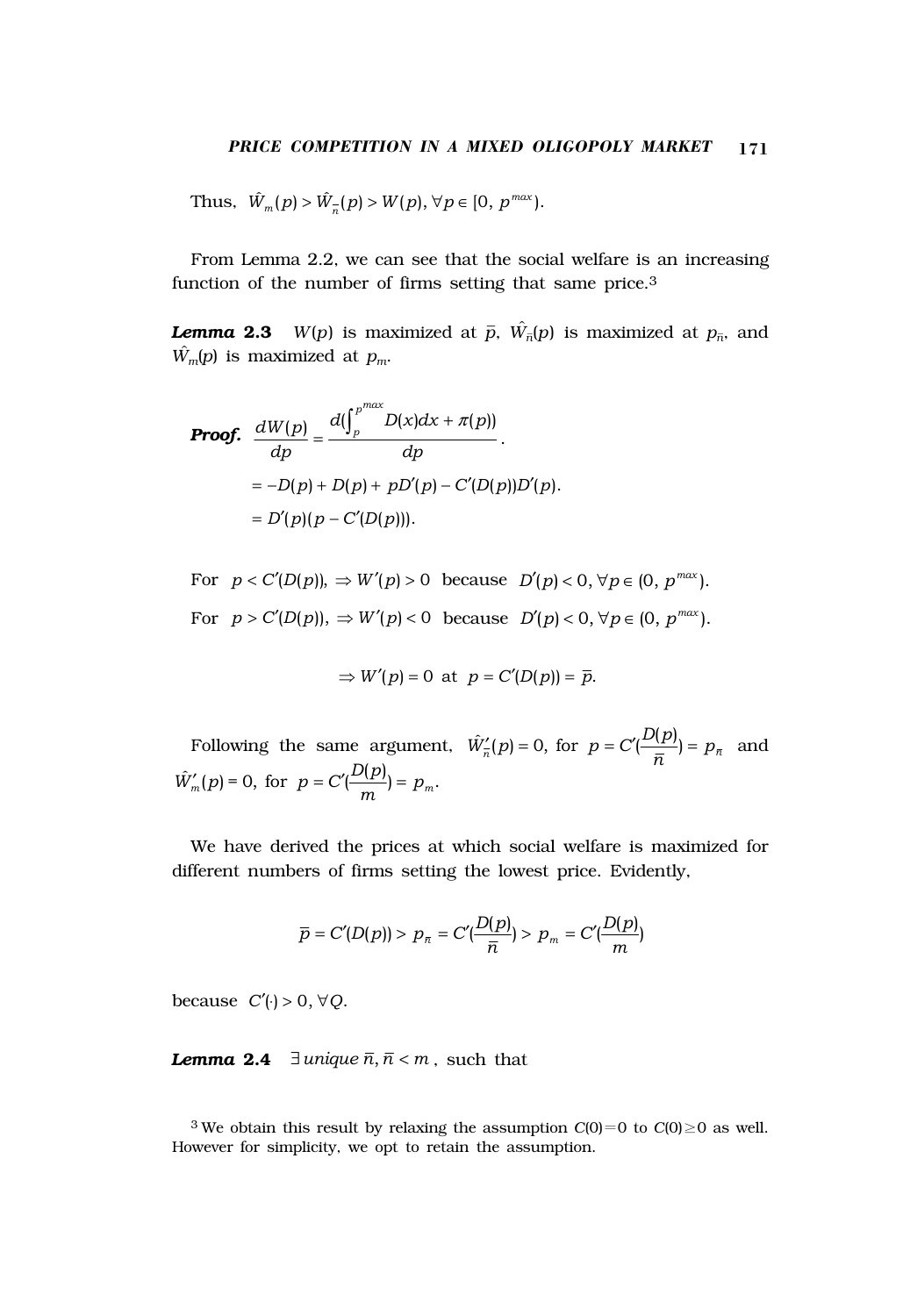Thus, $\hat{W}_m(p) > \hat{W}_{\bar{n}}(p) > W(p), \forall p \in [0, p^{max})$.

From Lemma 2.2, we can see that the social welfare is an increasing function of the number of firms setting that same price.[3]

***Lemma 2.3*** $W(p)$ is maximized at $\bar{p}$, $\hat{W}_{\bar{n}}(p)$ is maximized at $p_{\bar{n}}$, and $\hat{W}_m(p)$ is maximized at $p_m$.

***Proof.*** 
$$\frac{dW(p)}{dp} = \frac{d(\int_p^{p^{max}} D(x)dx + \pi(p))}{dp}.$$

$$= -D(p) + D(p) + pD'(p) - C'(D(p))D'(p).$$

$$= D'(p)(p - C'(D(p))).$$

For $p < C'(D(p))$, $\Rightarrow W'(p) > 0$ because $D'(p) < 0, \forall p \in (0, p^{max})$.

For $p > C'(D(p))$, $\Rightarrow W'(p) < 0$ because $D'(p) < 0, \forall p \in (0, p^{max})$.

$$\Rightarrow W'(p) = 0 \text{ at } p = C'(D(p)) = \bar{p}.$$

Following the same argument, $\hat{W}'_{\bar{n}}(p) = 0$, for $p = C'(\frac{D(p)}{\bar{n}}) = p_{\bar{n}}$ and $\hat{W}'_m(p) = 0$, for $p = C'(\frac{D(p)}{m}) = p_m$.

We have derived the prices at which social welfare is maximized for different numbers of firms setting the lowest price. Evidently,

$$\bar{p} = C'(D(p)) > p_{\bar{n}} = C'(\frac{D(p)}{\bar{n}}) > p_m = C'(\frac{D(p)}{m})$$

because $C'(\cdot) > 0, \forall Q$.

***Lemma 2.4*** $\exists$ *unique* $\bar{n}, \bar{n} < m$, such that

[3] We obtain this result by relaxing the assumption $C(0)=0$ to $C(0) \geq 0$ as well. However for simplicity, we opt to retain the assumption.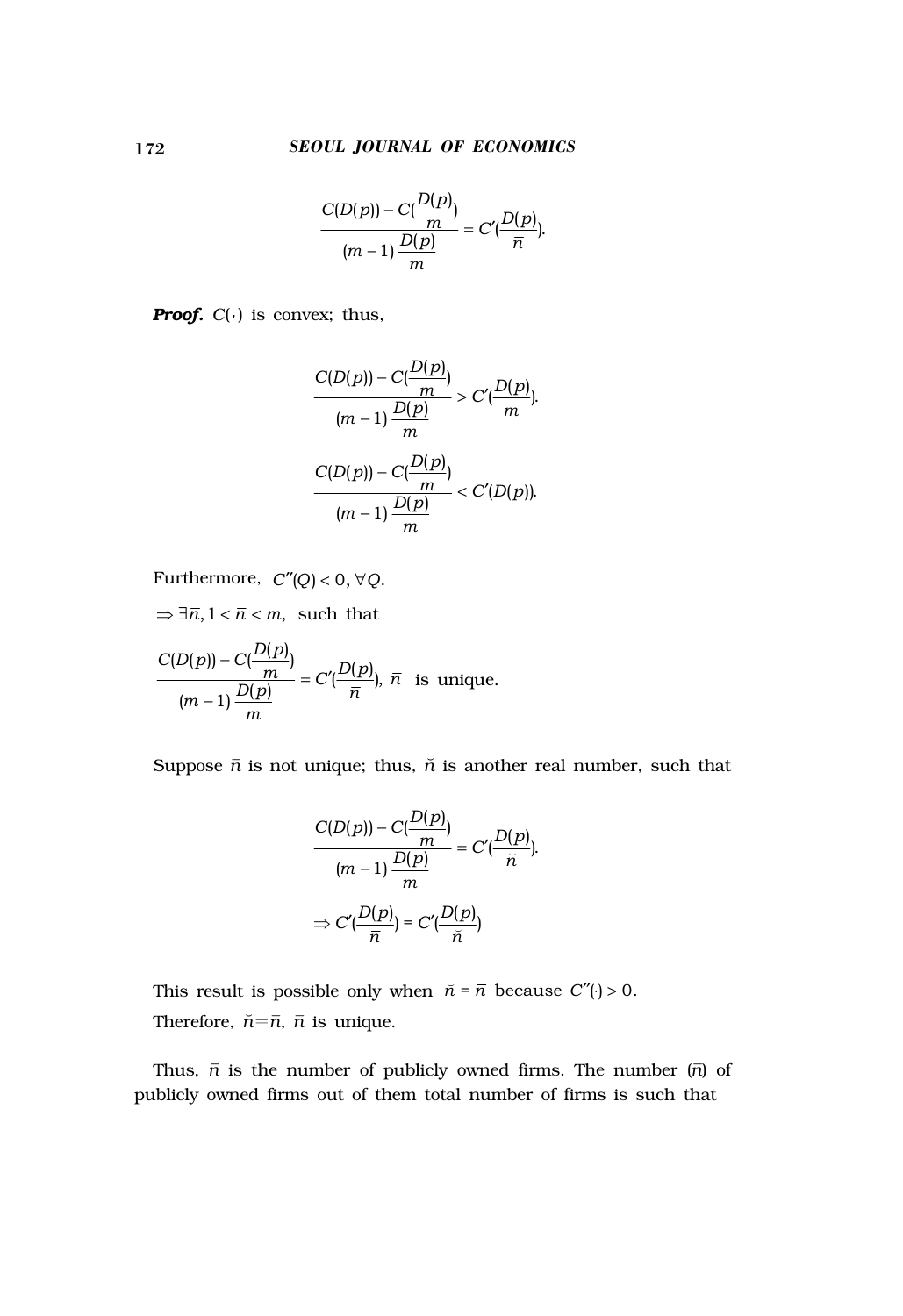$$\frac{C(D(p)) - C(\frac{D(p)}{m})}{(m-1)\frac{D(p)}{m}} = C'(\frac{D(p)}{\bar{n}}).$$

***Proof.*** $C(\cdot)$ is convex; thus,

$$\frac{C(D(p)) - C(\frac{D(p)}{m})}{(m-1)\frac{D(p)}{m}} > C'(\frac{D(p)}{m}).$$

$$\frac{C(D(p)) - C(\frac{D(p)}{m})}{(m-1)\frac{D(p)}{m}} < C'(D(p)).$$

Furthermore, $C''(Q) < 0, \forall Q$.

$\Rightarrow \exists \bar{n}, 1 < \bar{n} < m,$ such that

$$\frac{C(D(p)) - C(\frac{D(p)}{m})}{(m-1)\frac{D(p)}{m}} = C'(\frac{D(p)}{\bar{n}}),\ \bar{n} \text{ is unique.}$$

Suppose $\bar{n}$ is not unique; thus, $\breve{n}$ is another real number, such that

$$\frac{C(D(p)) - C(\frac{D(p)}{m})}{(m-1)\frac{D(p)}{m}} = C'(\frac{D(p)}{\breve{n}}).$$

$$\Rightarrow C'(\frac{D(p)}{\bar{n}}) = C'(\frac{D(p)}{\breve{n}})$$

This result is possible only when $\breve{n} = \bar{n}$ because $C''(\cdot) > 0$.

Therefore, $\breve{n} = \bar{n}$, $\bar{n}$ is unique.

Thus, $\bar{n}$ is the number of publicly owned firms. The number ($\bar{n}$) of publicly owned firms out of them total number of firms is such that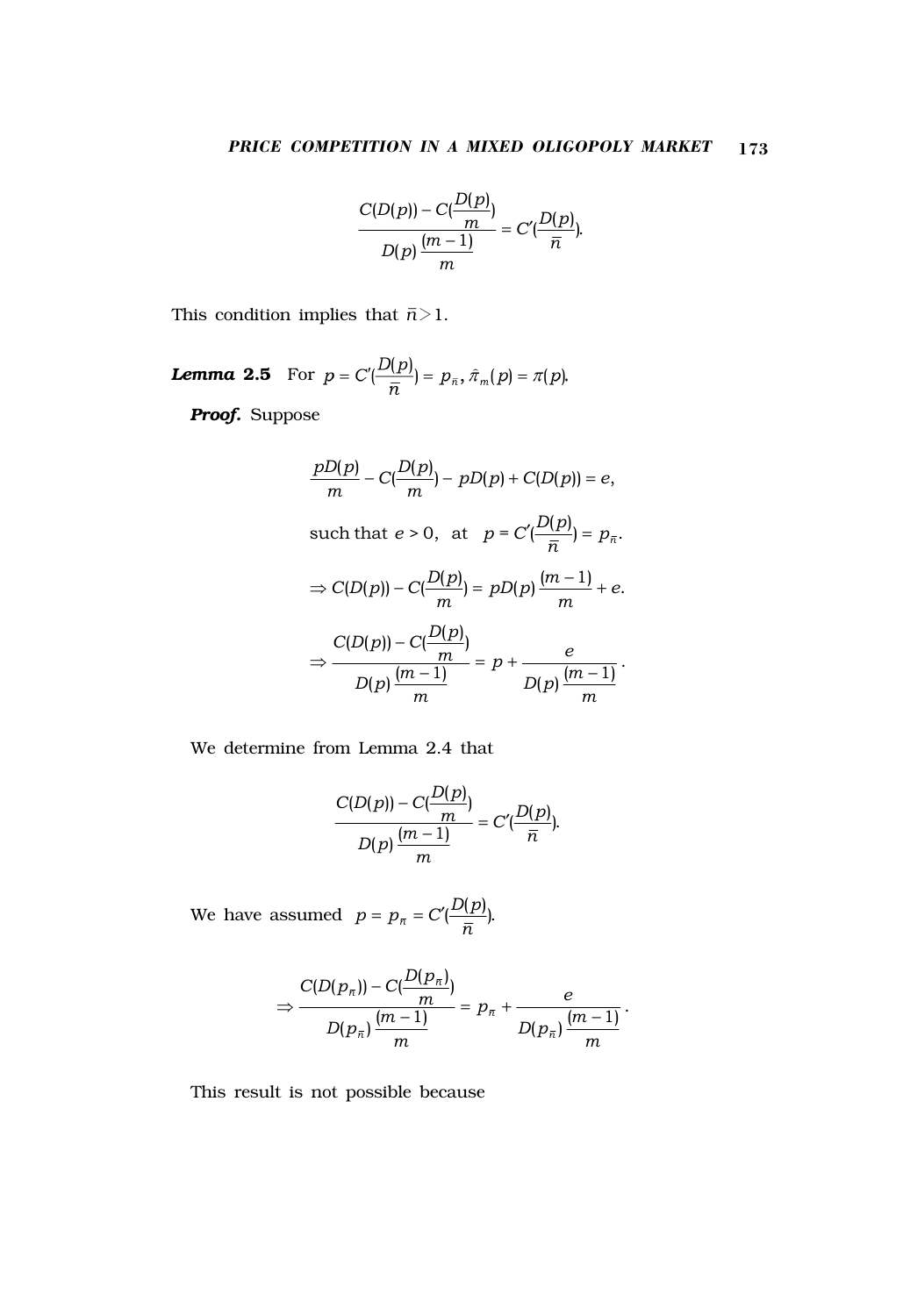$$\frac{C(D(p)) - C(\frac{D(p)}{m})}{D(p)\frac{(m-1)}{m}} = C'(\frac{D(p)}{\bar{n}}).$$

This condition implies that $\bar{n} > 1$.

***Lemma 2.5*** For $p = C'(\frac{D(p)}{\bar{n}}) = p_{\bar{n}}$, $\hat{\pi}_m(p) = \pi(p)$.

***Proof.*** Suppose

$$\frac{pD(p)}{m} - C(\frac{D(p)}{m}) - pD(p) + C(D(p)) = e,$$

$$\text{such that } e > 0, \text{ at } p = C'(\frac{D(p)}{\bar{n}}) = p_{\bar{n}}.$$

$$\Rightarrow C(D(p)) - C(\frac{D(p)}{m}) = pD(p)\frac{(m-1)}{m} + e.$$

$$\Rightarrow \frac{C(D(p)) - C(\frac{D(p)}{m})}{D(p)\frac{(m-1)}{m}} = p + \frac{e}{D(p)\frac{(m-1)}{m}}.$$

We determine from Lemma 2.4 that

$$\frac{C(D(p)) - C(\frac{D(p)}{m})}{D(p)\frac{(m-1)}{m}} = C'(\frac{D(p)}{\bar{n}}).$$

We have assumed $p = p_{\bar{n}} = C'(\frac{D(p)}{\bar{n}})$.

$$\Rightarrow \frac{C(D(p_{\bar{n}})) - C(\frac{D(p_{\bar{n}})}{m})}{D(p_{\bar{n}})\frac{(m-1)}{m}} = p_{\bar{n}} + \frac{e}{D(p_{\bar{n}})\frac{(m-1)}{m}}.$$

This result is not possible because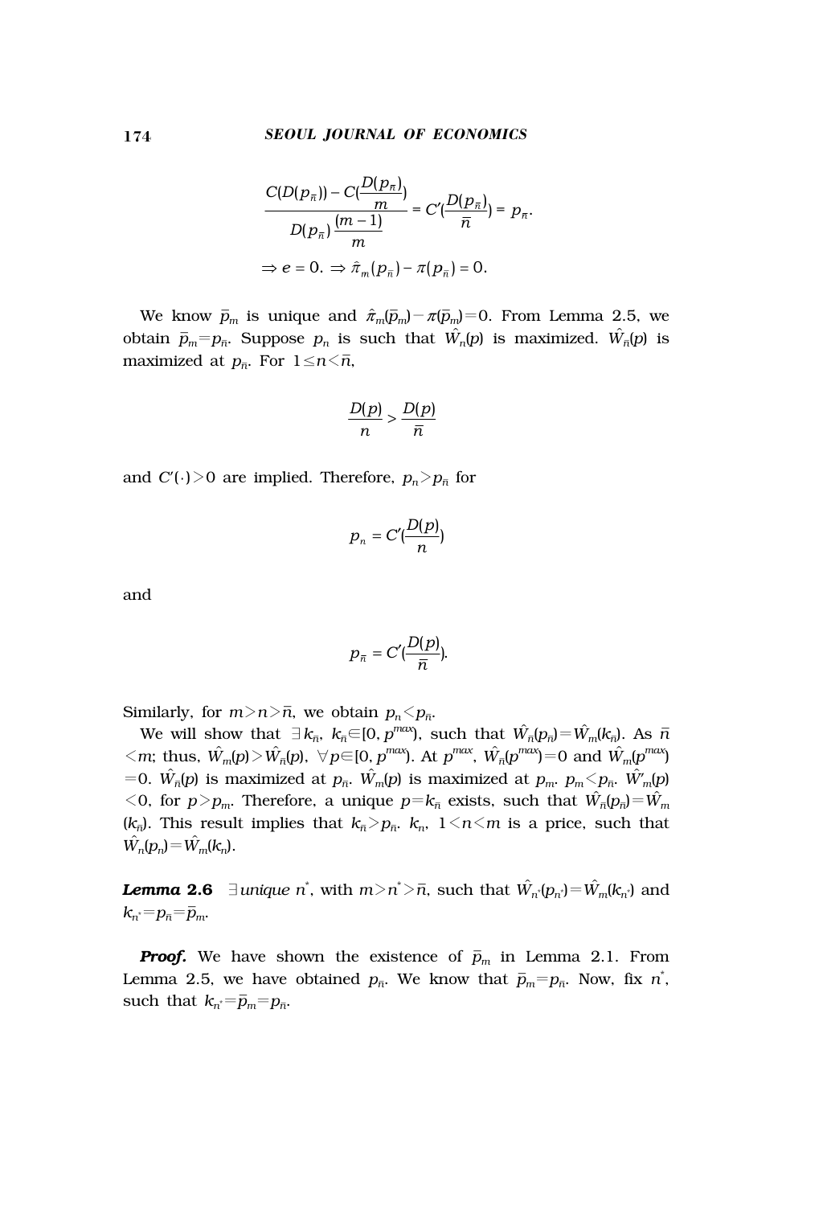$$\frac{C(D(p_{\bar{n}})) - C(\frac{D(p_{\bar{n}})}{m})}{D(p_{\bar{n}})\frac{(m-1)}{m}} = C'(\frac{D(p_{\bar{n}})}{\bar{n}}) = p_{\bar{n}}.$$

$$\Rightarrow e = 0. \Rightarrow \hat{\pi}_m(p_{\bar{n}}) - \pi(p_{\bar{n}}) = 0.$$

We know $\bar{p}_m$ is unique and $\hat{\pi}_m(\bar{p}_m) - \pi(\bar{p}_m) = 0$. From Lemma 2.5, we obtain $\bar{p}_m = p_{\bar{n}}$. Suppose $p_n$ is such that $\hat{W}_n(p)$ is maximized. $\hat{W}_{\bar{n}}(p)$ is maximized at $p_{\bar{n}}$. For $1 \leq n < \bar{n}$,

$$\frac{D(p)}{n} > \frac{D(p)}{\bar{n}}$$

and $C'(\cdot) > 0$ are implied. Therefore, $p_n > p_{\bar{n}}$ for

$$p_n = C'(\frac{D(p)}{n})$$

and

$$p_{\bar{n}} = C'(\frac{D(p)}{\bar{n}}).$$

Similarly, for $m > n > \bar{n}$, we obtain $p_n < p_{\bar{n}}$.

We will show that $\exists k_{\bar{n}}$, $k_{\bar{n}} \in [0, p^{max})$, such that $\hat{W}_{\bar{n}}(p_{\bar{n}}) = \hat{W}_m(k_{\bar{n}})$. As $\bar{n} < m$; thus, $\hat{W}_m(p) > \hat{W}_{\bar{n}}(p)$, $\forall p \in [0, p^{max})$. At $p^{max}$, $\hat{W}_{\bar{n}}(p^{max}) = 0$ and $\hat{W}_m(p^{max}) = 0$. $\hat{W}_{\bar{n}}(p)$ is maximized at $p_{\bar{n}}$. $\hat{W}_m(p)$ is maximized at $p_m$. $p_m < p_{\bar{n}}$. $\hat{W}'_m(p) < 0$, for $p > p_m$. Therefore, a unique $p = k_{\bar{n}}$ exists, such that $\hat{W}_{\bar{n}}(p_{\bar{n}}) = \hat{W}_m(k_{\bar{n}})$. This result implies that $k_{\bar{n}} > p_{\bar{n}}$. $k_n$, $1 < n < m$ is a price, such that $\hat{W}_n(p_n) = \hat{W}_m(k_n)$.

***Lemma* 2.6** *$\exists$unique $n^*$, with $m > n^* > \bar{n}$, such that $\hat{W}_{n^*}(p_{n^*}) = \hat{W}_m(k_{n^*})$ and $k_{n^*} = p_{\bar{n}} = \bar{p}_m$.*

***Proof.*** We have shown the existence of $\bar{p}_m$ in Lemma 2.1. From Lemma 2.5, we have obtained $p_{\bar{n}}$. We know that $\bar{p}_m = p_{\bar{n}}$. Now, fix $n^*$, such that $k_{n^*} = \bar{p}_m = p_{\bar{n}}$.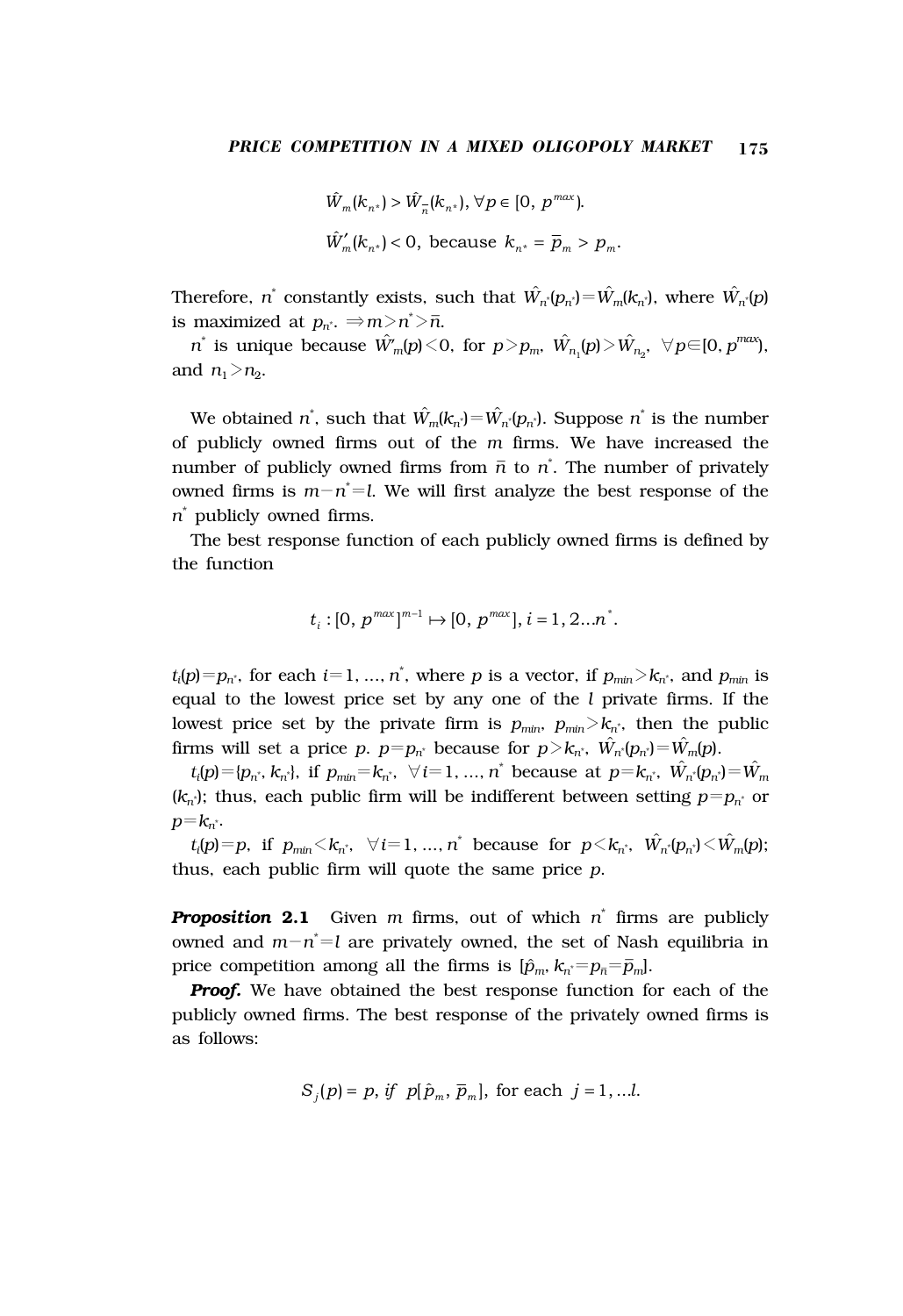$$\hat{W}_m(k_{n^*}) > \hat{W}_{\bar{n}}(k_{n^*}), \forall p \in [0, p^{max}).$$

$$\hat{W}_m'(k_{n^*}) < 0, \text{ because } k_{n^*} = \bar{p}_m > p_m.$$

Therefore, $n^*$ constantly exists, such that $\hat{W}_{n^*}(p_{n^*}) = \hat{W}_m(k_{n^*})$, where $\hat{W}_{n^*}(p)$ is maximized at $p_{n^*}$. $\Rightarrow m > n^* > \bar{n}$.

$n^*$ is unique because $\hat{W}_m'(p) < 0$, for $p > p_m$, $\hat{W}_{n_1}(p) > \hat{W}_{n_2}$, $\forall p \in [0, p^{max})$, and $n_1 > n_2$.

We obtained $n^*$, such that $\hat{W}_m(k_{n^*}) = \hat{W}_{n^*}(p_{n^*})$. Suppose $n^*$ is the number of publicly owned firms out of the $m$ firms. We have increased the number of publicly owned firms from $\bar{n}$ to $n^*$. The number of privately owned firms is $m - n^* = l$. We will first analyze the best response of the $n^*$ publicly owned firms.

The best response function of each publicly owned firms is defined by the function

$$t_i : [0, p^{max}]^{m-1} \mapsto [0, p^{max}], i = 1, 2 \ldots n^*.$$

$t_i(p) = p_{n^*}$, for each $i = 1, \ldots, n^*$, where $p$ is a vector, if $p_{min} > k_{n^*}$, and $p_{min}$ is equal to the lowest price set by any one of the $l$ private firms. If the lowest price set by the private firm is $p_{min}$, $p_{min} > k_{n^*}$, then the public firms will set a price $p$. $p = p_{n^*}$ because for $p > k_{n^*}$, $\hat{W}_{n^*}(p_{n^*}) = \hat{W}_m(p)$.

$t_i(p) = \{p_{n^*}, k_{n^*}\}$, if $p_{min} = k_{n^*}$, $\forall i = 1, \ldots, n^*$ because at $p = k_{n^*}$, $\hat{W}_{n^*}(p_{n^*}) = \hat{W}_m(k_{n^*})$; thus, each public firm will be indifferent between setting $p = p_{n^*}$ or $p = k_{n^*}$.

$t_i(p) = p$, if $p_{min} < k_{n^*}$, $\forall i = 1, \ldots, n^*$ because for $p < k_{n^*}$, $\hat{W}_{n^*}(p_{n^*}) < \hat{W}_m(p)$; thus, each public firm will quote the same price $p$.

***Proposition* 2.1** Given $m$ firms, out of which $n^*$ firms are publicly owned and $m - n^* = l$ are privately owned, the set of Nash equilibria in price competition among all the firms is $[\hat{p}_m, k_{n^*} = p_{\bar{n}} = \bar{p}_m]$.

***Proof.*** We have obtained the best response function for each of the publicly owned firms. The best response of the privately owned firms is as follows:

$$S_j(p) = p, \text{ } if \text{ } p[\hat{p}_m, \bar{p}_m], \text{ for each } j = 1, \ldots l.$$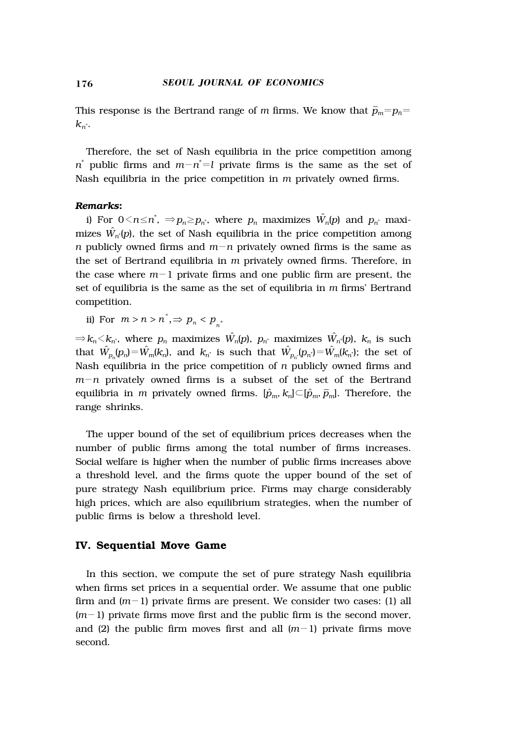This response is the Bertrand range of $m$ firms. We know that $\bar{p}_m = p_{\bar{n}} = k_{n^*}$.

Therefore, the set of Nash equilibria in the price competition among $n^*$ public firms and $m-n^*=l$ private firms is the same as the set of Nash equilibria in the price competition in $m$ privately owned firms.

***Remarks:***

i) For $0<n\leq n^*$, $\Rightarrow p_n \geq p_{n^*}$, where $p_n$ maximizes $\hat{W}_n(p)$ and $p_{n^*}$ maximizes $\hat{W}_{n^*}(p)$, the set of Nash equilibria in the price competition among $n$ publicly owned firms and $m-n$ privately owned firms is the same as the set of Bertrand equilibria in $m$ privately owned firms. Therefore, in the case where $m-1$ private firms and one public firm are present, the set of equilibria is the same as the set of equilibria in $m$ firms' Bertrand competition.

ii) For $m > n > n^*, \Rightarrow p_n < p_{n^*}$

$\Rightarrow k_n < k_{n^*}$, where $p_n$ maximizes $\hat{W}_n(p)$, $p_{n^*}$ maximizes $\hat{W}_{n^*}(p)$, $k_n$ is such that $\hat{W}_{p_n}(p_n) = \hat{W}_m(k_n)$, and $k_{n^*}$ is such that $\hat{W}_{p_{n^*}}(p_{n^*}) = \hat{W}_m(k_{n^*})$; the set of Nash equilibria in the price competition of $n$ publicly owned firms and $m-n$ privately owned firms is a subset of the set of the Bertrand equilibria in $m$ privately owned firms. $[\hat{p}_m, k_n] \subset [\hat{p}_m, \bar{p}_m]$. Therefore, the range shrinks.

The upper bound of the set of equilibrium prices decreases when the number of public firms among the total number of firms increases. Social welfare is higher when the number of public firms increases above a threshold level, and the firms quote the upper bound of the set of pure strategy Nash equilibrium price. Firms may charge considerably high prices, which are also equilibrium strategies, when the number of public firms is below a threshold level.

## IV. Sequential Move Game

In this section, we compute the set of pure strategy Nash equilibria when firms set prices in a sequential order. We assume that one public firm and $(m-1)$ private firms are present. We consider two cases: (1) all $(m-1)$ private firms move first and the public firm is the second mover, and (2) the public firm moves first and all $(m-1)$ private firms move second.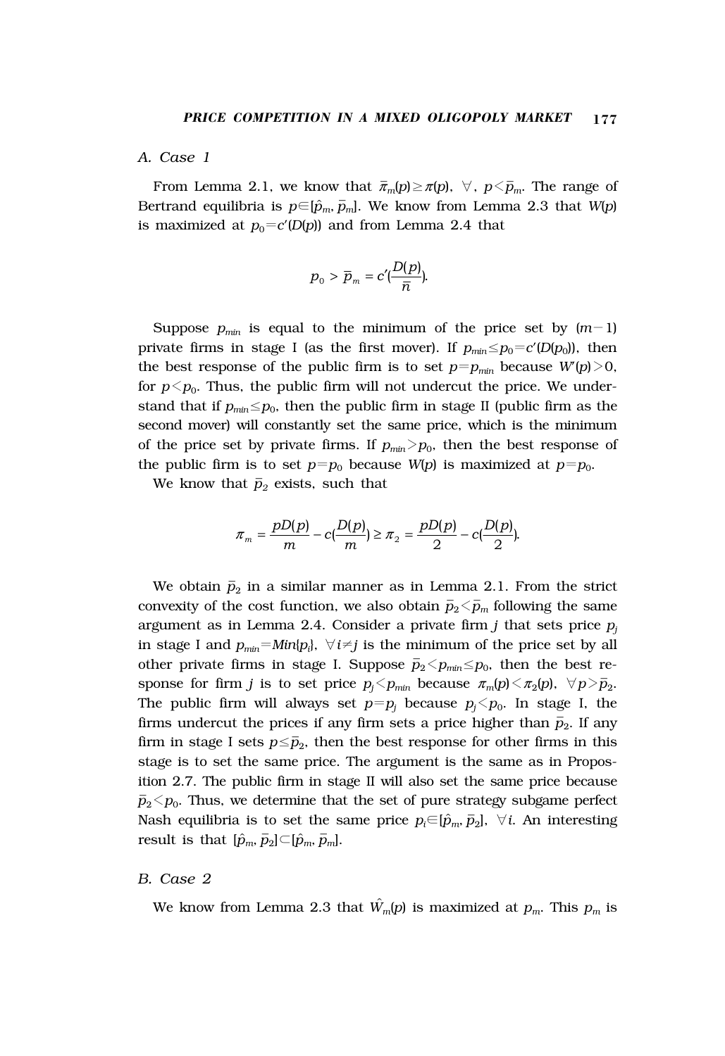### A. Case 1

From Lemma 2.1, we know that $\bar{\pi}_m(p) \geq \pi(p)$, $\forall$, $p < \bar{p}_m$. The range of Bertrand equilibria is $p \in [\hat{p}_m, \bar{p}_m]$. We know from Lemma 2.3 that $W(p)$ is maximized at $p_0 = c'(D(p))$ and from Lemma 2.4 that

$$p_0 > \bar{p}_m = c'(\frac{D(p)}{\bar{n}}).$$

Suppose $p_{min}$ is equal to the minimum of the price set by $(m-1)$ private firms in stage I (as the first mover). If $p_{min} \leq p_0 = c'(D(p_0))$, then the best response of the public firm is to set $p = p_{min}$ because $W'(p) > 0$, for $p < p_0$. Thus, the public firm will not undercut the price. We understand that if $p_{min} \leq p_0$, then the public firm in stage II (public firm as the second mover) will constantly set the same price, which is the minimum of the price set by private firms. If $p_{min} > p_0$, then the best response of the public firm is to set $p = p_0$ because $W(p)$ is maximized at $p = p_0$.

We know that $\bar{p}_2$ exists, such that

$$\pi_m = \frac{pD(p)}{m} - c(\frac{D(p)}{m}) \geq \pi_2 = \frac{pD(p)}{2} - c(\frac{D(p)}{2}).$$

We obtain $\bar{p}_2$ in a similar manner as in Lemma 2.1. From the strict convexity of the cost function, we also obtain $\bar{p}_2 < \bar{p}_m$ following the same argument as in Lemma 2.4. Consider a private firm $j$ that sets price $p_j$ in stage I and $p_{min} = Min\{p_i\}$, $\forall i \neq j$ is the minimum of the price set by all other private firms in stage I. Suppose $\bar{p}_2 < p_{min} \leq p_0$, then the best response for firm $j$ is to set price $p_j < p_{min}$ because $\pi_m(p) < \pi_2(p)$, $\forall p > \bar{p}_2$. The public firm will always set $p = p_j$ because $p_j < p_0$. In stage I, the firms undercut the prices if any firm sets a price higher than $\bar{p}_2$. If any firm in stage I sets $p \leq \bar{p}_2$, then the best response for other firms in this stage is to set the same price. The argument is the same as in Proposition 2.7. The public firm in stage II will also set the same price because $\bar{p}_2 < p_0$. Thus, we determine that the set of pure strategy subgame perfect Nash equilibria is to set the same price $p_i \in [\hat{p}_m, \bar{p}_2]$, $\forall i$. An interesting result is that $[\hat{p}_m, \bar{p}_2] \subset [\hat{p}_m, \bar{p}_m]$.

### B. Case 2

We know from Lemma 2.3 that $\hat{W}_m(p)$ is maximized at $p_m$. This $p_m$ is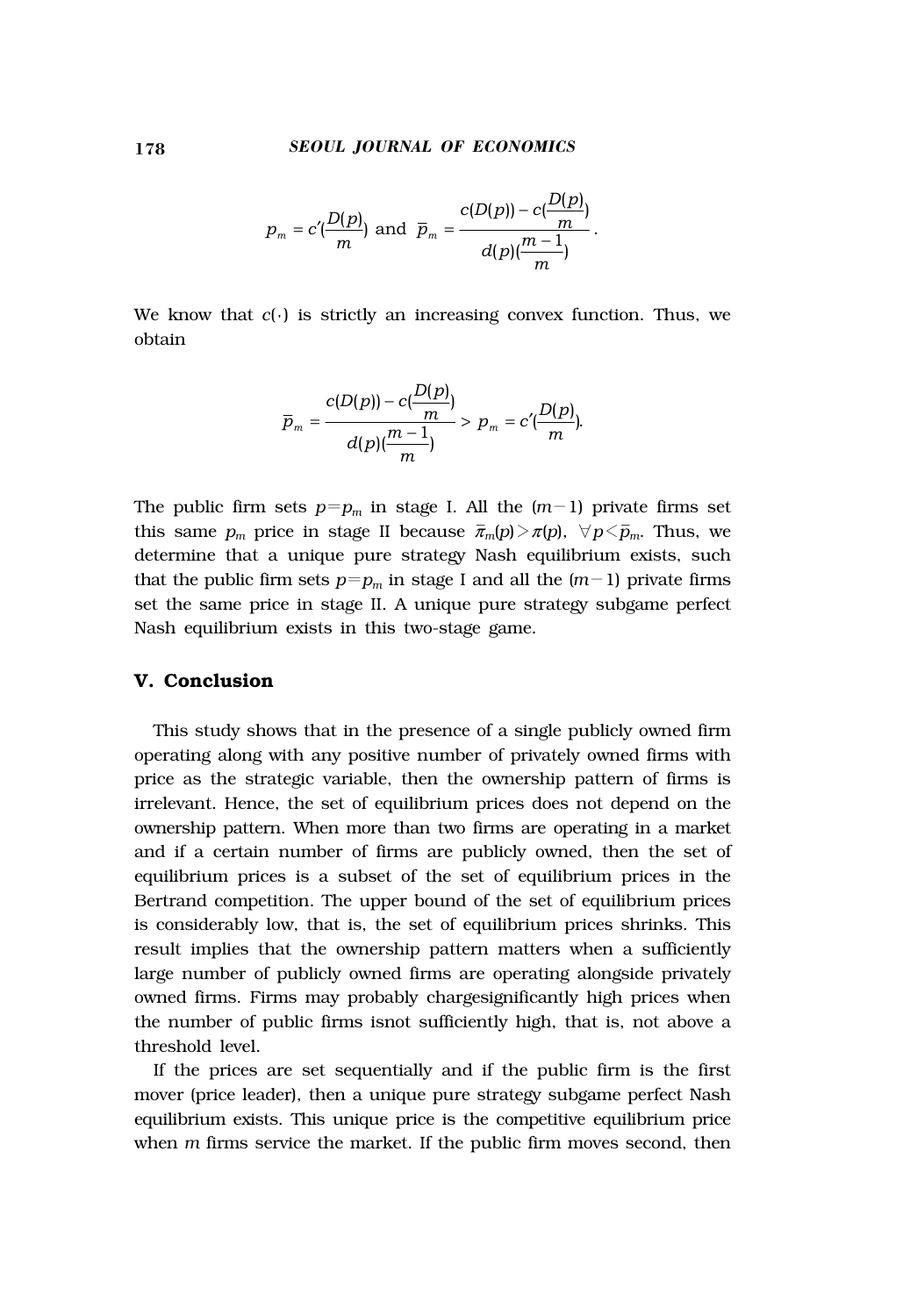$$p_m = c'(\frac{D(p)}{m}) \text{ and } \bar{p}_m = \frac{c(D(p)) - c(\frac{D(p)}{m})}{d(p)(\frac{m-1}{m})}.$$

We know that $c(\cdot)$ is strictly an increasing convex function. Thus, we obtain

$$\bar{p}_m = \frac{c(D(p)) - c(\frac{D(p)}{m})}{d(p)(\frac{m-1}{m})} > p_m = c'(\frac{D(p)}{m}).$$

The public firm sets $p=p_m$ in stage I. All the $(m-1)$ private firms set this same $p_m$ price in stage II because $\bar{\pi}_m(p) > \pi(p)$, $\forall p < \bar{p}_m$. Thus, we determine that a unique pure strategy Nash equilibrium exists, such that the public firm sets $p=p_m$ in stage I and all the $(m-1)$ private firms set the same price in stage II. A unique pure strategy subgame perfect Nash equilibrium exists in this two-stage game.

## V. Conclusion

This study shows that in the presence of a single publicly owned firm operating along with any positive number of privately owned firms with price as the strategic variable, then the ownership pattern of firms is irrelevant. Hence, the set of equilibrium prices does not depend on the ownership pattern. When more than two firms are operating in a market and if a certain number of firms are publicly owned, then the set of equilibrium prices is a subset of the set of equilibrium prices in the Bertrand competition. The upper bound of the set of equilibrium prices is considerably low, that is, the set of equilibrium prices shrinks. This result implies that the ownership pattern matters when a sufficiently large number of publicly owned firms are operating alongside privately owned firms. Firms may probably chargesignificantly high prices when the number of public firms isnot sufficiently high, that is, not above a threshold level.

If the prices are set sequentially and if the public firm is the first mover (price leader), then a unique pure strategy subgame perfect Nash equilibrium exists. This unique price is the competitive equilibrium price when $m$ firms service the market. If the public firm moves second, then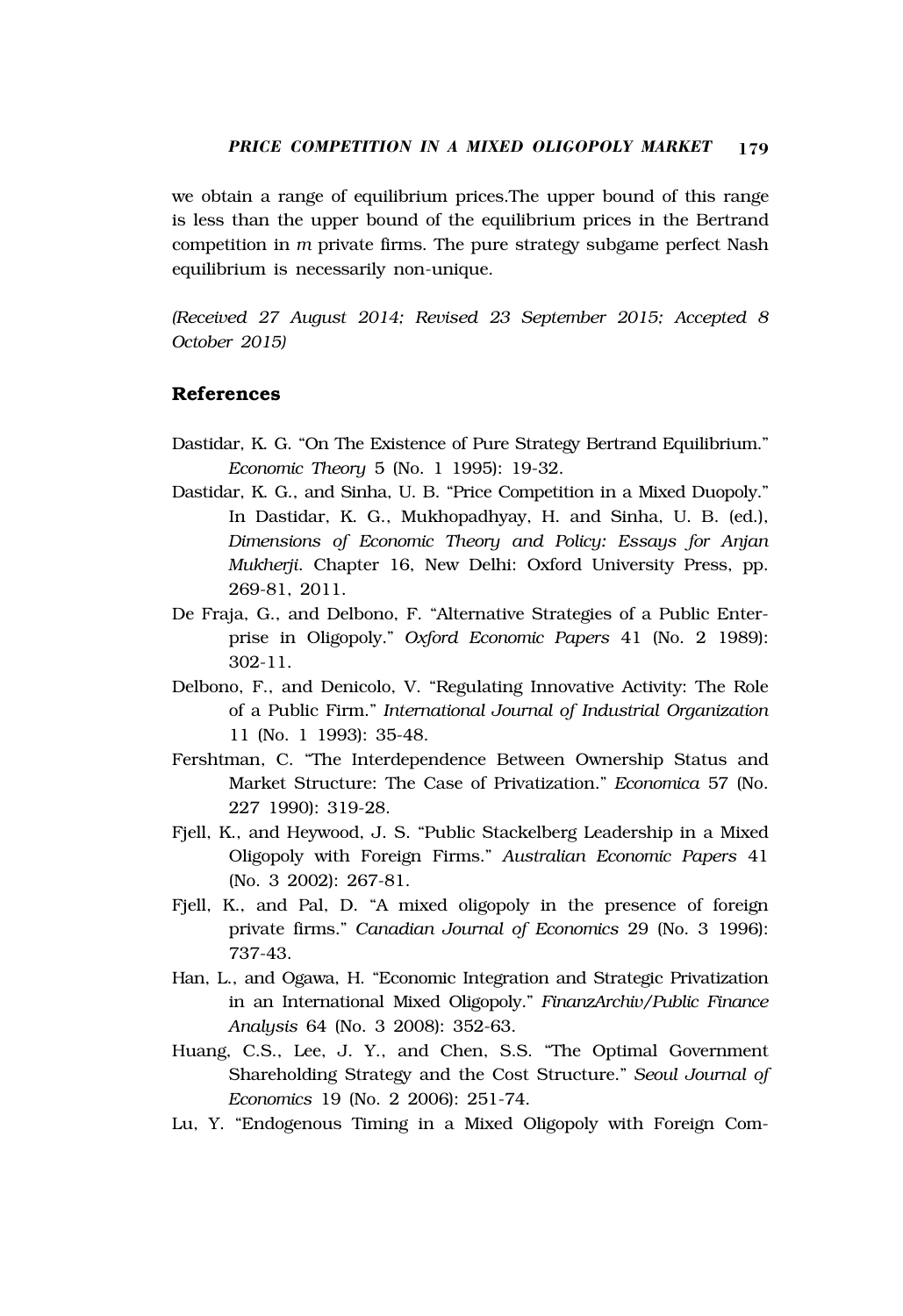we obtain a range of equilibrium prices.The upper bound of this range is less than the upper bound of the equilibrium prices in the Bertrand competition in *m* private firms. The pure strategy subgame perfect Nash equilibrium is necessarily non-unique.

*(Received 27 August 2014; Revised 23 September 2015; Accepted 8 October 2015)*

## References

Dastidar, K. G. "On The Existence of Pure Strategy Bertrand Equilibrium." *Economic Theory* 5 (No. 1 1995): 19-32.

Dastidar, K. G., and Sinha, U. B. "Price Competition in a Mixed Duopoly." In Dastidar, K. G., Mukhopadhyay, H. and Sinha, U. B. (ed.), *Dimensions of Economic Theory and Policy: Essays for Anjan Mukherji*. Chapter 16, New Delhi: Oxford University Press, pp. 269-81, 2011.

De Fraja, G., and Delbono, F. "Alternative Strategies of a Public Enterprise in Oligopoly." *Oxford Economic Papers* 41 (No. 2 1989): 302-11.

Delbono, F., and Denicolo, V. "Regulating Innovative Activity: The Role of a Public Firm." *International Journal of Industrial Organization* 11 (No. 1 1993): 35-48.

Fershtman, C. "The Interdependence Between Ownership Status and Market Structure: The Case of Privatization." *Economica* 57 (No. 227 1990): 319-28.

Fjell, K., and Heywood, J. S. "Public Stackelberg Leadership in a Mixed Oligopoly with Foreign Firms." *Australian Economic Papers* 41 (No. 3 2002): 267-81.

Fjell, K., and Pal, D. "A mixed oligopoly in the presence of foreign private firms." *Canadian Journal of Economics* 29 (No. 3 1996): 737-43.

Han, L., and Ogawa, H. "Economic Integration and Strategic Privatization in an International Mixed Oligopoly." *FinanzArchiv/Public Finance Analysis* 64 (No. 3 2008): 352-63.

Huang, C.S., Lee, J. Y., and Chen, S.S. "The Optimal Government Shareholding Strategy and the Cost Structure." *Seoul Journal of Economics* 19 (No. 2 2006): 251-74.

Lu, Y. "Endogenous Timing in a Mixed Oligopoly with Foreign Com-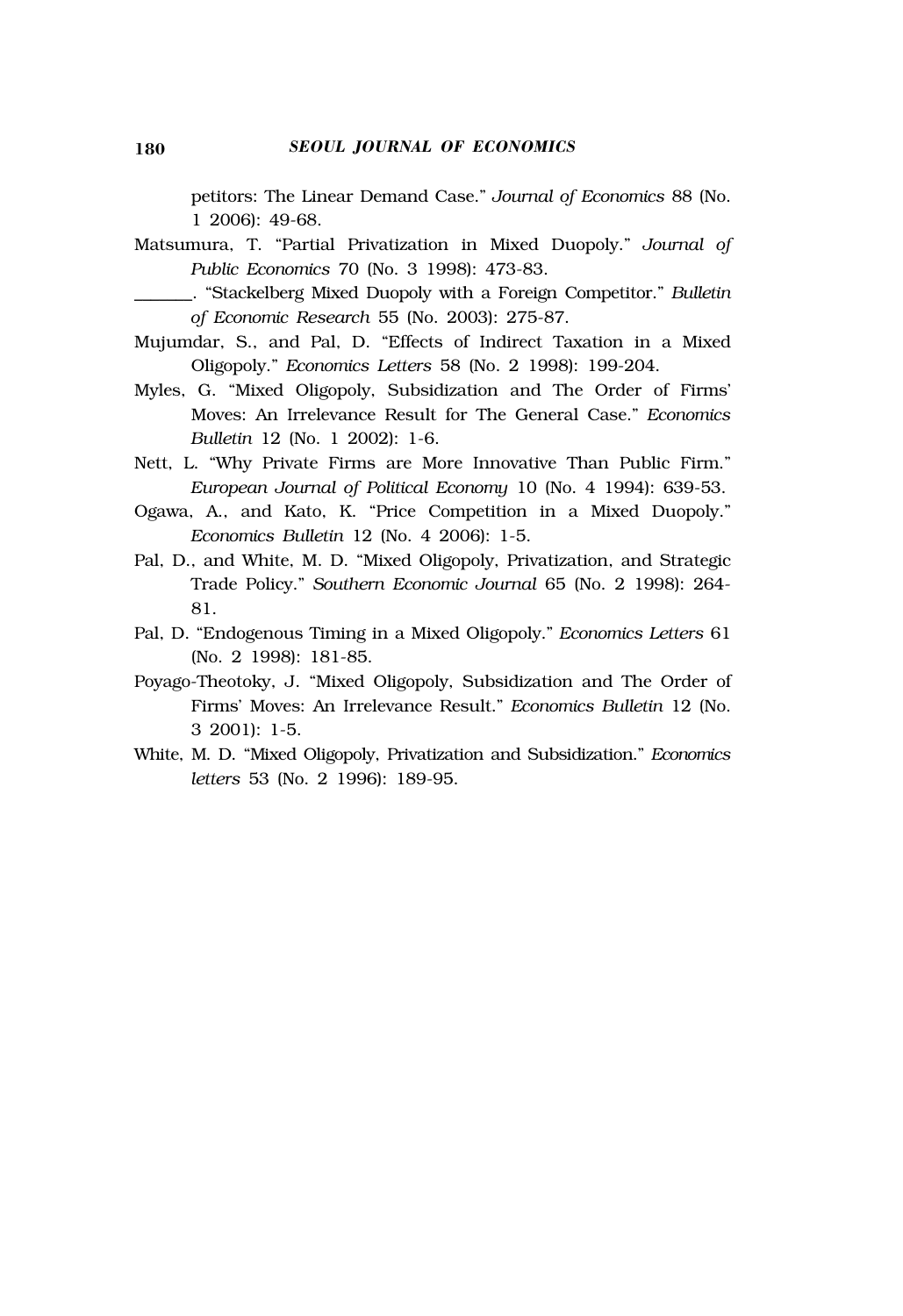petitors: The Linear Demand Case." *Journal of Economics* 88 (No. 1 2006): 49-68.

Matsumura, T. "Partial Privatization in Mixed Duopoly." *Journal of Public Economics* 70 (No. 3 1998): 473-83.

______. "Stackelberg Mixed Duopoly with a Foreign Competitor." *Bulletin of Economic Research* 55 (No. 2003): 275-87.

Mujumdar, S., and Pal, D. "Effects of Indirect Taxation in a Mixed Oligopoly." *Economics Letters* 58 (No. 2 1998): 199-204.

Myles, G. "Mixed Oligopoly, Subsidization and The Order of Firms' Moves: An Irrelevance Result for The General Case." *Economics Bulletin* 12 (No. 1 2002): 1-6.

Nett, L. "Why Private Firms are More Innovative Than Public Firm." *European Journal of Political Economy* 10 (No. 4 1994): 639-53.

Ogawa, A., and Kato, K. "Price Competition in a Mixed Duopoly." *Economics Bulletin* 12 (No. 4 2006): 1-5.

Pal, D., and White, M. D. "Mixed Oligopoly, Privatization, and Strategic Trade Policy." *Southern Economic Journal* 65 (No. 2 1998): 264-81.

Pal, D. "Endogenous Timing in a Mixed Oligopoly." *Economics Letters* 61 (No. 2 1998): 181-85.

Poyago-Theotoky, J. "Mixed Oligopoly, Subsidization and The Order of Firms' Moves: An Irrelevance Result." *Economics Bulletin* 12 (No. 3 2001): 1-5.

White, M. D. "Mixed Oligopoly, Privatization and Subsidization." *Economics letters* 53 (No. 2 1996): 189-95.